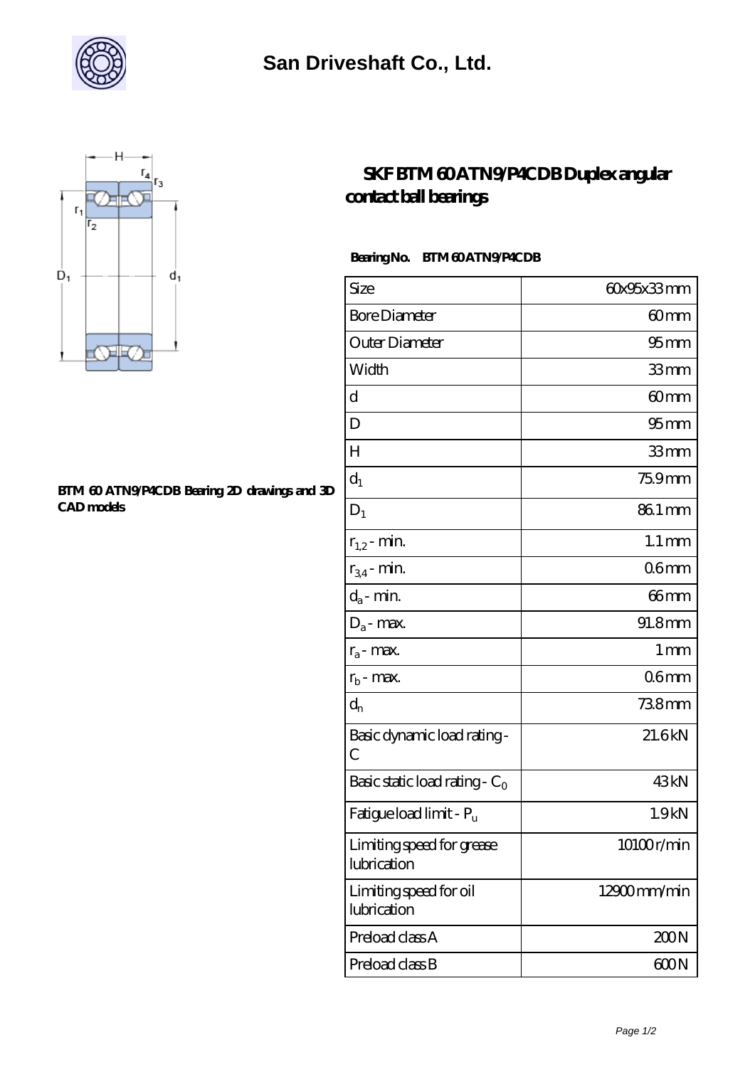# San Driveshaft Co., Ltd.

## SKF BTM 60 ATN9/P4CDB Duplex angular contact ball bearings

BTM 60 ATN9/P4CDB Bearing 2D drawings and 3D CAD models

**Bearing No. BTM 60 ATN9/P4CDB**

| | |
|---|---|
| Size | 60x95x33 mm |
| Bore Diameter | 60 mm |
| Outer Diameter | 95 mm |
| Width | 33 mm |
| d | 60 mm |
| D | 95 mm |
| H | 33 mm |
| $d_1$ | 75.9 mm |
| $D_1$ | 86.1 mm |
| $r_{1,2}$ - min. | 1.1 mm |
| $r_{3,4}$ - min. | 0.6 mm |
| $d_a$ - min. | 66 mm |
| $D_a$ - max. | 91.8 mm |
| $r_a$ - max. | 1 mm |
| $r_b$ - max. | 0.6 mm |
| $d_n$ | 73.8 mm |
| Basic dynamic load rating - C | 21.6 kN |
| Basic static load rating - $C_0$ | 43 kN |
| Fatigue load limit - $P_u$ | 1.9 kN |
| Limiting speed for grease lubrication | 10100 r/min |
| Limiting speed for oil lubrication | 12900 mm/min |
| Preload class A | 200 N |
| Preload class B | 600 N |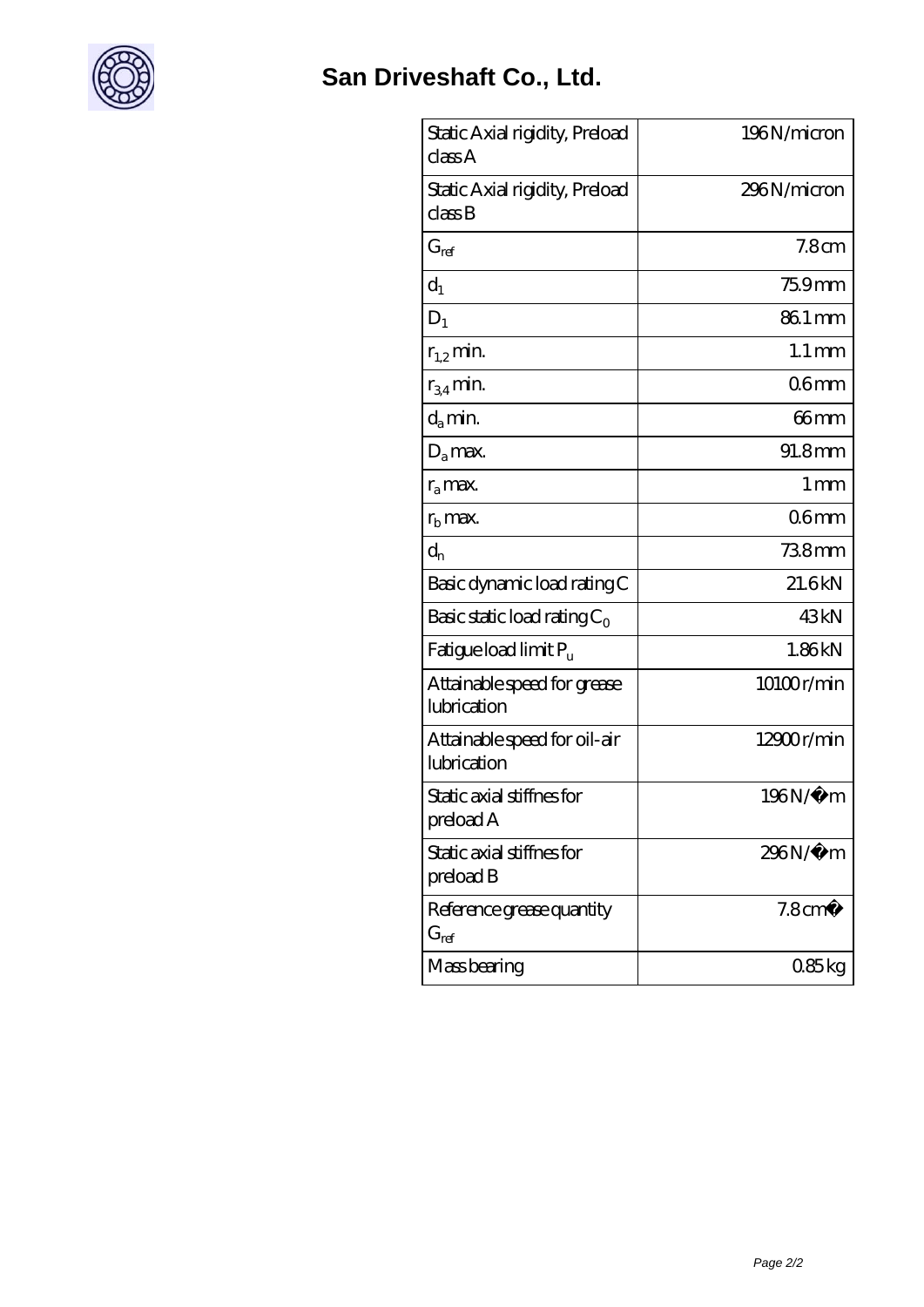# San Driveshaft Co., Ltd.

| | |
|---|---|
| Static Axial rigidity, Preload class A | 196 N/micron |
| Static Axial rigidity, Preload class B | 296 N/micron |
| $G_{ref}$ | 7.8 cm |
| $d_1$ | 75.9 mm |
| $D_1$ | 86.1 mm |
| $r_{1,2}$ min. | 1.1 mm |
| $r_{3,4}$ min. | 0.6 mm |
| $d_a$ min. | 66 mm |
| $D_a$ max. | 91.8 mm |
| $r_a$ max. | 1 mm |
| $r_b$ max. | 0.6 mm |
| $d_n$ | 73.8 mm |
| Basic dynamic load rating C | 21.6 kN |
| Basic static load rating $C_0$ | 43 kN |
| Fatigue load limit $P_u$ | 1.86 kN |
| Attainable speed for grease lubrication | 10100 r/min |
| Attainable speed for oil-air lubrication | 12900 r/min |
| Static axial stiffnes for preload A | 196 N/�m |
| Static axial stiffnes for preload B | 296 N/�m |
| Reference grease quantity $G_{ref}$ | 7.8 cm� |
| Mass bearing | 0.85 kg |